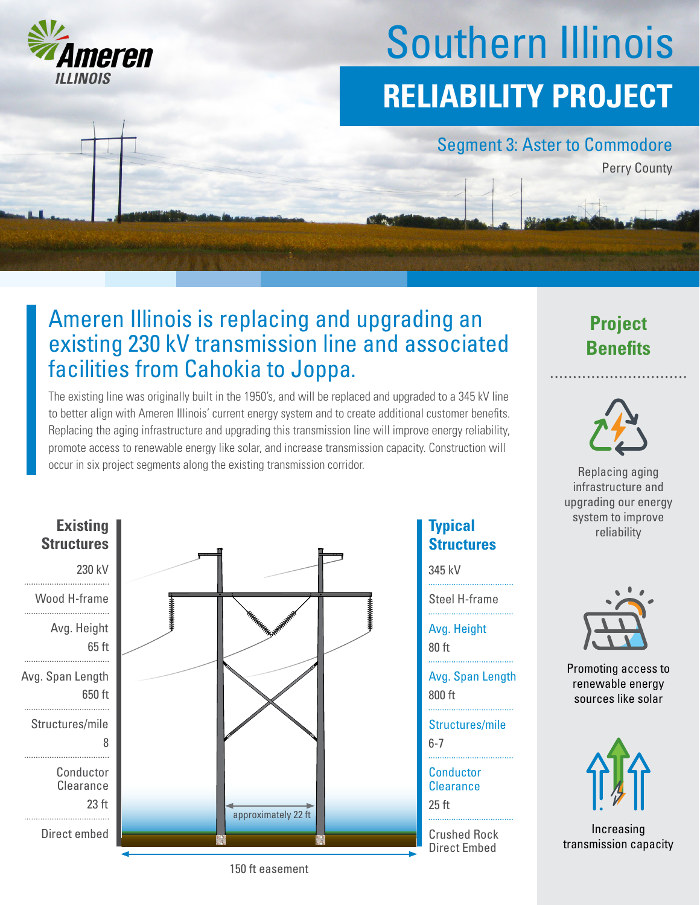Ameren ILLINOIS

# Southern Illinois

# RELIABILITY PROJECT

## Segment 3: Aster to Commodore

Perry County

## Ameren Illinois is replacing and upgrading an existing 230 kV transmission line and associated facilities from Cahokia to Joppa.

The existing line was originally built in the 1950's, and will be replaced and upgraded to a 345 kV line to better align with Ameren Illinois' current energy system and to create additional customer benefits. Replacing the aging infrastructure and upgrading this transmission line will improve energy reliability, promote access to renewable energy like solar, and increase transmission capacity. Construction will occur in six project segments along the existing transmission corridor.

| | Existing Structures | Typical Structures |
|---|---|---|
| Voltage | 230 kV | 345 kV |
| Type | Wood H-frame | Steel H-frame |
| Avg. Height | 65 ft | 80 ft |
| Avg. Span Length | 650 ft | 800 ft |
| Structures/mile | 8 | 6-7 |
| Conductor Clearance | 23 ft | 25 ft |
| Foundation | Direct embed | Crushed Rock Direct Embed |

approximately 22 ft

150 ft easement

## Project Benefits

Replacing aging infrastructure and upgrading our energy system to improve reliability

Promoting access to renewable energy sources like solar

Increasing transmission capacity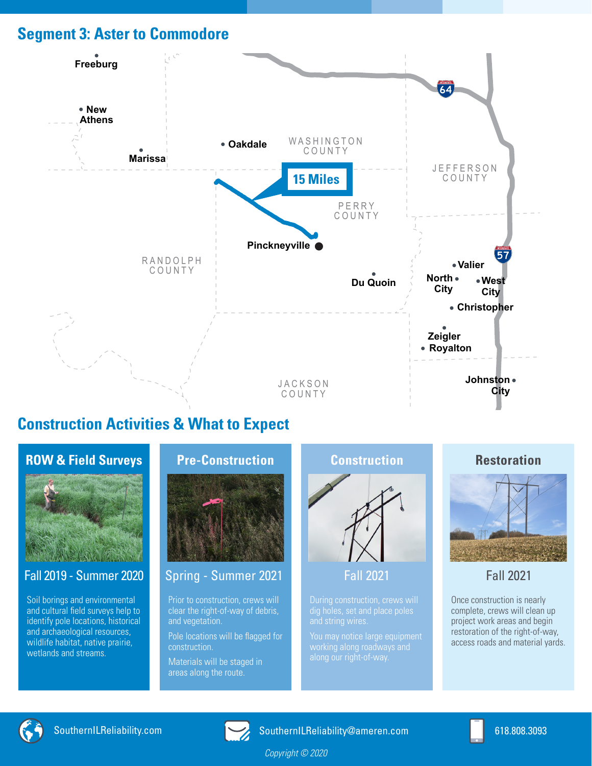## Segment 3: Aster to Commodore

Freeburg
New Athens
Marissa
Oakdale
WASHINGTON COUNTY
JEFFERSON COUNTY
15 Miles
PERRY COUNTY
Pinckneyville
RANDOLPH COUNTY
Du Quoin
Valier
North City
West City
Christopher
Zeigler
Royalton
JACKSON COUNTY
Johnston City
64
57

## Construction Activities & What to Expect

### ROW & Field Surveys

**Fall 2019 - Summer 2020**

Soil borings and environmental and cultural field surveys help to identify pole locations, historical and archaeological resources, wildlife habitat, native prairie, wetlands and streams.

### Pre-Construction

**Spring - Summer 2021**

Prior to construction, crews will clear the right-of-way of debris, and vegetation.

Pole locations will be flagged for construction.

Materials will be staged in areas along the route.

### Construction

**Fall 2021**

During construction, crews will dig holes, set and place poles and string wires.

You may notice large equipment working along roadways and along our right-of-way.

### Restoration

**Fall 2021**

Once construction is nearly complete, crews will clean up project work areas and begin restoration of the right-of-way, access roads and material yards.

SouthernILReliability.com

SouthernILReliability@ameren.com

618.808.3093

*Copyright © 2020*